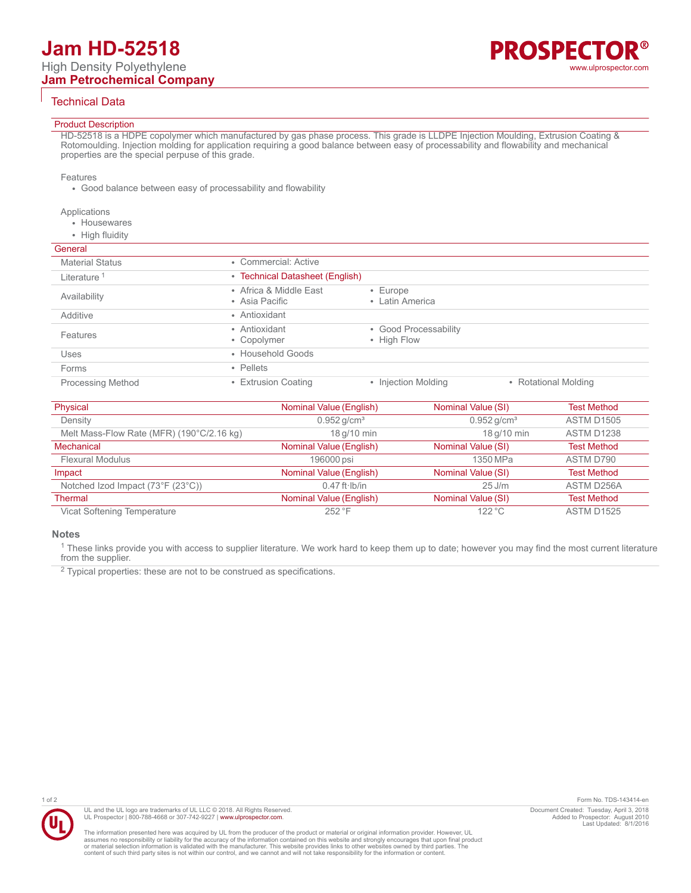# Jam HD-52518

High Density Polyethylene

**Jam Petrochemical Company**

## Technical Data

### Product Description

HD-52518 is a HDPE copolymer which manufactured by gas phase process. This grade is LLDPE Injection Moulding, Extrusion Coating & Rotomoulding. Injection molding for application requiring a good balance between easy of processability and flowability and mechanical properties are the special perpuse of this grade.

Features

- Good balance between easy of processability and flowability

Applications

- Housewares
- High fluidity

### General

| | |
|---|---|
| Material Status | • Commercial: Active |
| Literature [1] | • Technical Datasheet (English) |
| Availability | • Africa & Middle East • Asia Pacific • Europe • Latin America |
| Additive | • Antioxidant |
| Features | • Antioxidant • Copolymer • Good Processability • High Flow |
| Uses | • Household Goods |
| Forms | • Pellets |
| Processing Method | • Extrusion Coating • Injection Molding • Rotational Molding |

| Physical | Nominal Value (English) | Nominal Value (SI) | Test Method |
|---|---|---|---|
| Density | 0.952 g/cm³ | 0.952 g/cm³ | ASTM D1505 |
| Melt Mass-Flow Rate (MFR) (190°C/2.16 kg) | 18 g/10 min | 18 g/10 min | ASTM D1238 |
| **Mechanical** | **Nominal Value (English)** | **Nominal Value (SI)** | **Test Method** |
| Flexural Modulus | 196000 psi | 1350 MPa | ASTM D790 |
| **Impact** | **Nominal Value (English)** | **Nominal Value (SI)** | **Test Method** |
| Notched Izod Impact (73°F (23°C)) | 0.47 ft·lb/in | 25 J/m | ASTM D256A |
| **Thermal** | **Nominal Value (English)** | **Nominal Value (SI)** | **Test Method** |
| Vicat Softening Temperature | 252 °F | 122 °C | ASTM D1525 |

### Notes

[1] These links provide you with access to supplier literature. We work hard to keep them up to date; however you may find the most current literature from the supplier.

[2] Typical properties: these are not to be construed as specifications.

UL and the UL logo are trademarks of UL LLC © 2018. All Rights Reserved.
UL Prospector | 800-788-4668 or 307-742-9227 | www.ulprospector.com.

The information presented here was acquired by UL from the producer of the product or material or original information provider. However, UL assumes no responsibility or liability for the accuracy of the information contained on this website and strongly encourages that upon final product or material selection information is validated with the manufacturer. This website provides links to other websites owned by third parties. The content of such third party sites is not within our control, and we cannot and will not take responsibility for the information or content.

Form No. TDS-143414-en
Document Created: Tuesday, April 3, 2018
Added to Prospector: August 2010
Last Updated: 8/1/2016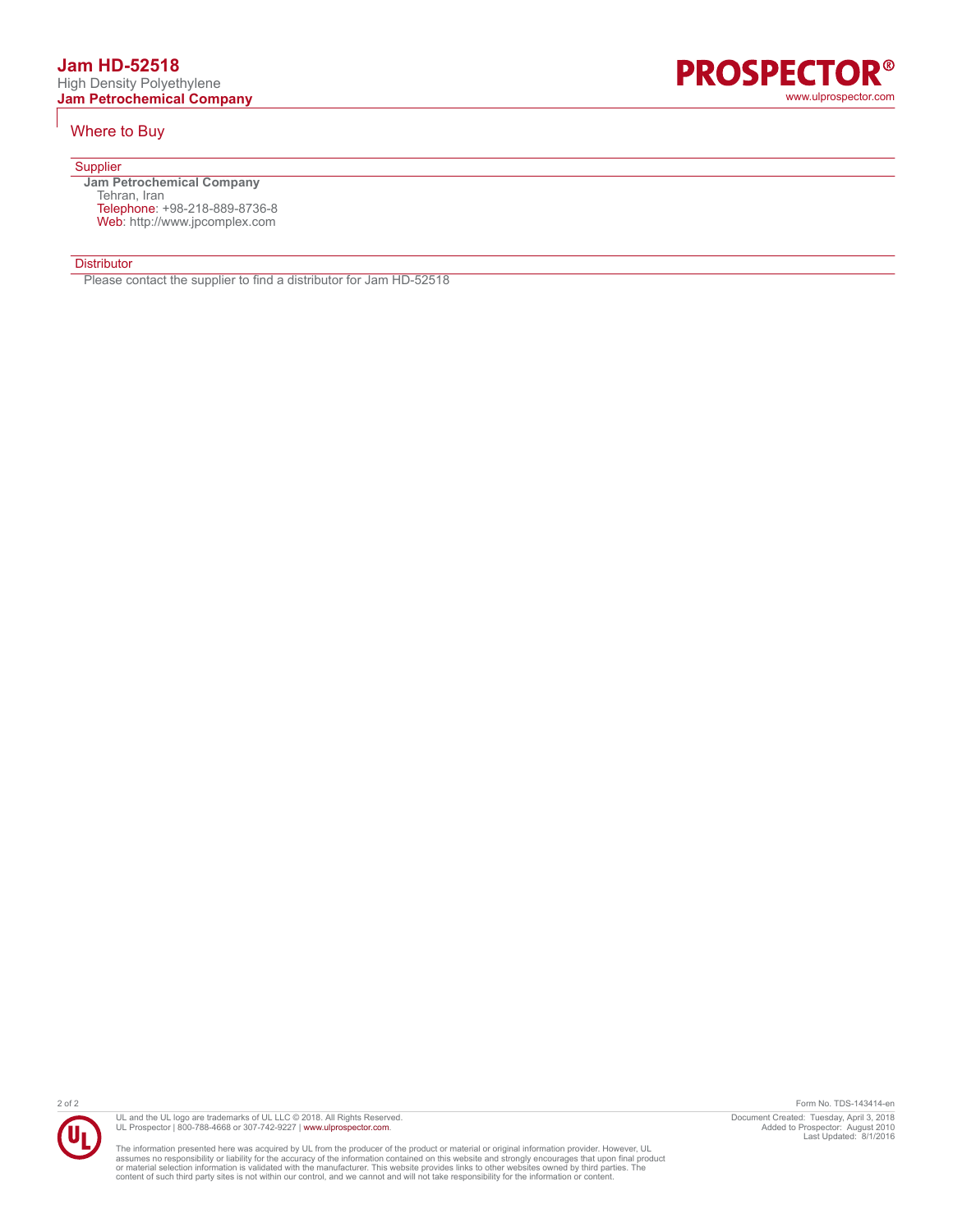## Where to Buy

### Supplier

**Jam Petrochemical Company**
Tehran, Iran
Telephone: +98-218-889-8736-8
Web: http://www.jpcomplex.com

### Distributor

Please contact the supplier to find a distributor for Jam HD-52518